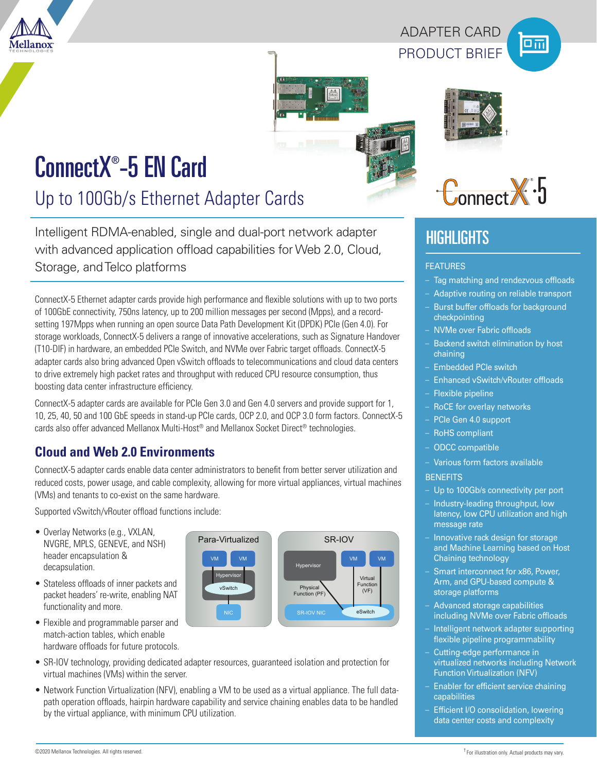ADAPTER CARD
PRODUCT BRIEF

# ConnectX®-5 EN Card

## Up to 100Gb/s Ethernet Adapter Cards

Intelligent RDMA-enabled, single and dual-port network adapter with advanced application offload capabilities for Web 2.0, Cloud, Storage, and Telco platforms

ConnectX-5 Ethernet adapter cards provide high performance and flexible solutions with up to two ports of 100GbE connectivity, 750ns latency, up to 200 million messages per second (Mpps), and a record-setting 197Mpps when running an open source Data Path Development Kit (DPDK) PCIe (Gen 4.0). For storage workloads, ConnectX-5 delivers a range of innovative accelerations, such as Signature Handover (T10-DIF) in hardware, an embedded PCIe Switch, and NVMe over Fabric target offloads. ConnectX-5 adapter cards also bring advanced Open vSwitch offloads to telecommunications and cloud data centers to drive extremely high packet rates and throughput with reduced CPU resource consumption, thus boosting data center infrastructure efficiency.

ConnectX-5 adapter cards are available for PCIe Gen 3.0 and Gen 4.0 servers and provide support for 1, 10, 25, 40, 50 and 100 GbE speeds in stand-up PCIe cards, OCP 2.0, and OCP 3.0 form factors. ConnectX-5 cards also offer advanced Mellanox Multi-Host® and Mellanox Socket Direct® technologies.

### Cloud and Web 2.0 Environments

ConnectX-5 adapter cards enable data center administrators to benefit from better server utilization and reduced costs, power usage, and cable complexity, allowing for more virtual appliances, virtual machines (VMs) and tenants to co-exist on the same hardware.

Supported vSwitch/vRouter offload functions include:

- Overlay Networks (e.g., VXLAN, NVGRE, MPLS, GENEVE, and NSH) header encapsulation & decapsulation.
- Stateless offloads of inner packets and packet headers' re-write, enabling NAT functionality and more.
- Flexible and programmable parser and match-action tables, which enable hardware offloads for future protocols.
- SR-IOV technology, providing dedicated adapter resources, guaranteed isolation and protection for virtual machines (VMs) within the server.
- Network Function Virtualization (NFV), enabling a VM to be used as a virtual appliance. The full data-path operation offloads, hairpin hardware capability and service chaining enables data to be handled by the virtual appliance, with minimum CPU utilization.

## HIGHLIGHTS

### FEATURES

- Tag matching and rendezvous offloads
- Adaptive routing on reliable transport
- Burst buffer offloads for background checkpointing
- NVMe over Fabric offloads
- Backend switch elimination by host chaining
- Embedded PCIe switch
- Enhanced vSwitch/vRouter offloads
- Flexible pipeline
- RoCE for overlay networks
- PCIe Gen 4.0 support
- RoHS compliant
- ODCC compatible
- Various form factors available

### BENEFITS

- Up to 100Gb/s connectivity per port
- Industry-leading throughput, low latency, low CPU utilization and high message rate
- Innovative rack design for storage and Machine Learning based on Host Chaining technology
- Smart interconnect for x86, Power, Arm, and GPU-based compute & storage platforms
- Advanced storage capabilities including NVMe over Fabric offloads
- Intelligent network adapter supporting flexible pipeline programmability
- Cutting-edge performance in virtualized networks including Network Function Virtualization (NFV)
- Enabler for efficient service chaining capabilities
- Efficient I/O consolidation, lowering data center costs and complexity

©2020 Mellanox Technologies. All rights reserved.

† For illustration only. Actual products may vary.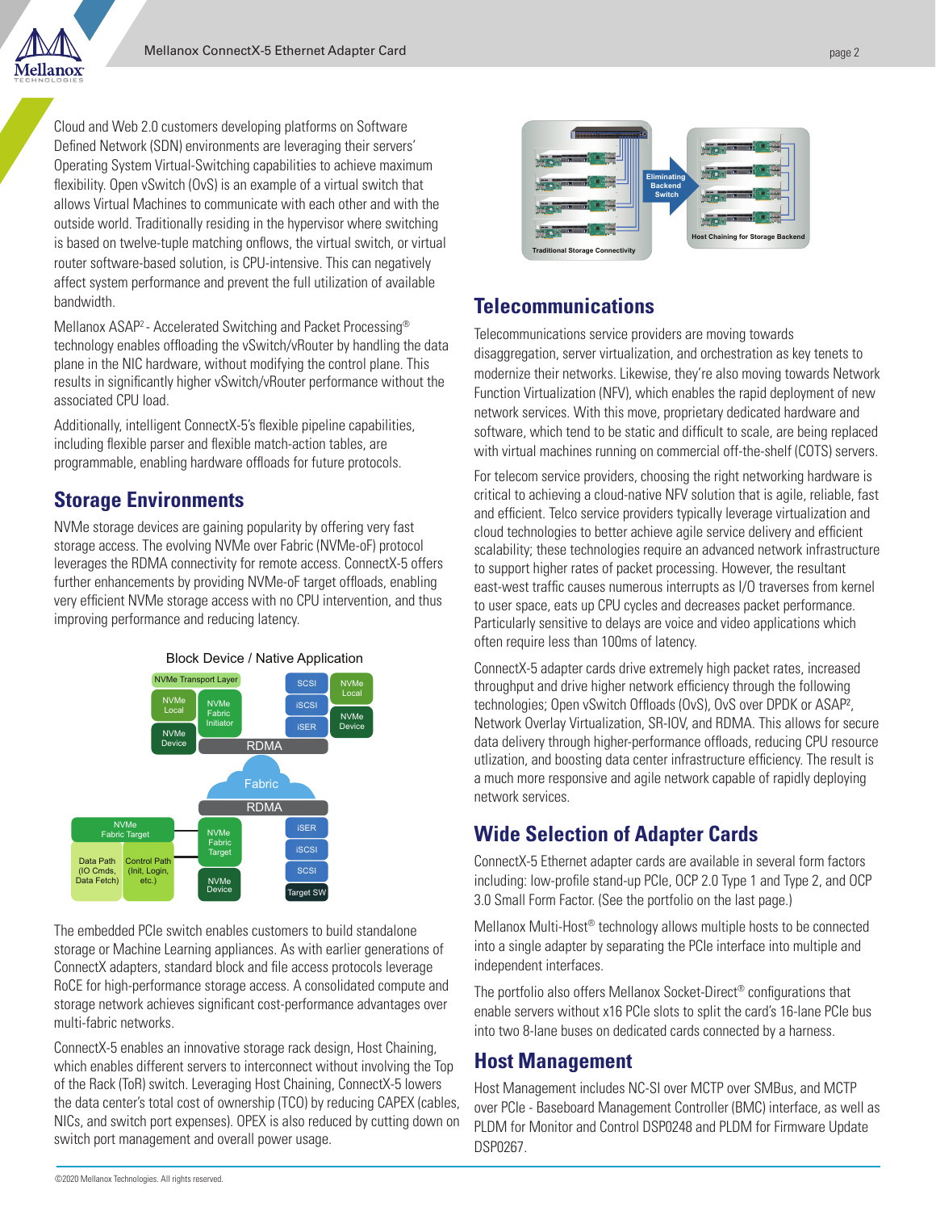Cloud and Web 2.0 customers developing platforms on Software Defined Network (SDN) environments are leveraging their servers' Operating System Virtual-Switching capabilities to achieve maximum flexibility. Open vSwitch (OvS) is an example of a virtual switch that allows Virtual Machines to communicate with each other and with the outside world. Traditionally residing in the hypervisor where switching is based on twelve-tuple matching onflows, the virtual switch, or virtual router software-based solution, is CPU-intensive. This can negatively affect system performance and prevent the full utilization of available bandwidth.

Mellanox ASAP[2] - Accelerated Switching and Packet Processing® technology enables offloading the vSwitch/vRouter by handling the data plane in the NIC hardware, without modifying the control plane. This results in significantly higher vSwitch/vRouter performance without the associated CPU load.

Additionally, intelligent ConnectX-5's flexible pipeline capabilities, including flexible parser and flexible match-action tables, are programmable, enabling hardware offloads for future protocols.

## Storage Environments

NVMe storage devices are gaining popularity by offering very fast storage access. The evolving NVMe over Fabric (NVMe-oF) protocol leverages the RDMA connectivity for remote access. ConnectX-5 offers further enhancements by providing NVMe-oF target offloads, enabling very efficient NVMe storage access with no CPU intervention, and thus improving performance and reducing latency.

The embedded PCIe switch enables customers to build standalone storage or Machine Learning appliances. As with earlier generations of ConnectX adapters, standard block and file access protocols leverage RoCE for high-performance storage access. A consolidated compute and storage network achieves significant cost-performance advantages over multi-fabric networks.

ConnectX-5 enables an innovative storage rack design, Host Chaining, which enables different servers to interconnect without involving the Top of the Rack (ToR) switch. Leveraging Host Chaining, ConnectX-5 lowers the data center's total cost of ownership (TCO) by reducing CAPEX (cables, NICs, and switch port expenses). OPEX is also reduced by cutting down on switch port management and overall power usage.

## Telecommunications

Telecommunications service providers are moving towards disaggregation, server virtualization, and orchestration as key tenets to modernize their networks. Likewise, they're also moving towards Network Function Virtualization (NFV), which enables the rapid deployment of new network services. With this move, proprietary dedicated hardware and software, which tend to be static and difficult to scale, are being replaced with virtual machines running on commercial off-the-shelf (COTS) servers.

For telecom service providers, choosing the right networking hardware is critical to achieving a cloud-native NFV solution that is agile, reliable, fast and efficient. Telco service providers typically leverage virtualization and cloud technologies to better achieve agile service delivery and efficient scalability; these technologies require an advanced network infrastructure to support higher rates of packet processing. However, the resultant east-west traffic causes numerous interrupts as I/O traverses from kernel to user space, eats up CPU cycles and decreases packet performance. Particularly sensitive to delays are voice and video applications which often require less than 100ms of latency.

ConnectX-5 adapter cards drive extremely high packet rates, increased throughput and drive higher network efficiency through the following technologies; Open vSwitch Offloads (OvS), OvS over DPDK or ASAP[2], Network Overlay Virtualization, SR-IOV, and RDMA. This allows for secure data delivery through higher-performance offloads, reducing CPU resource utlization, and boosting data center infrastructure efficiency. The result is a much more responsive and agile network capable of rapidly deploying network services.

## Wide Selection of Adapter Cards

ConnectX-5 Ethernet adapter cards are available in several form factors including: low-profile stand-up PCIe, OCP 2.0 Type 1 and Type 2, and OCP 3.0 Small Form Factor. (See the portfolio on the last page.)

Mellanox Multi-Host® technology allows multiple hosts to be connected into a single adapter by separating the PCIe interface into multiple and independent interfaces.

The portfolio also offers Mellanox Socket-Direct® configurations that enable servers without x16 PCIe slots to split the card's 16-lane PCIe bus into two 8-lane buses on dedicated cards connected by a harness.

## Host Management

Host Management includes NC-SI over MCTP over SMBus, and MCTP over PCIe - Baseboard Management Controller (BMC) interface, as well as PLDM for Monitor and Control DSP0248 and PLDM for Firmware Update DSP0267.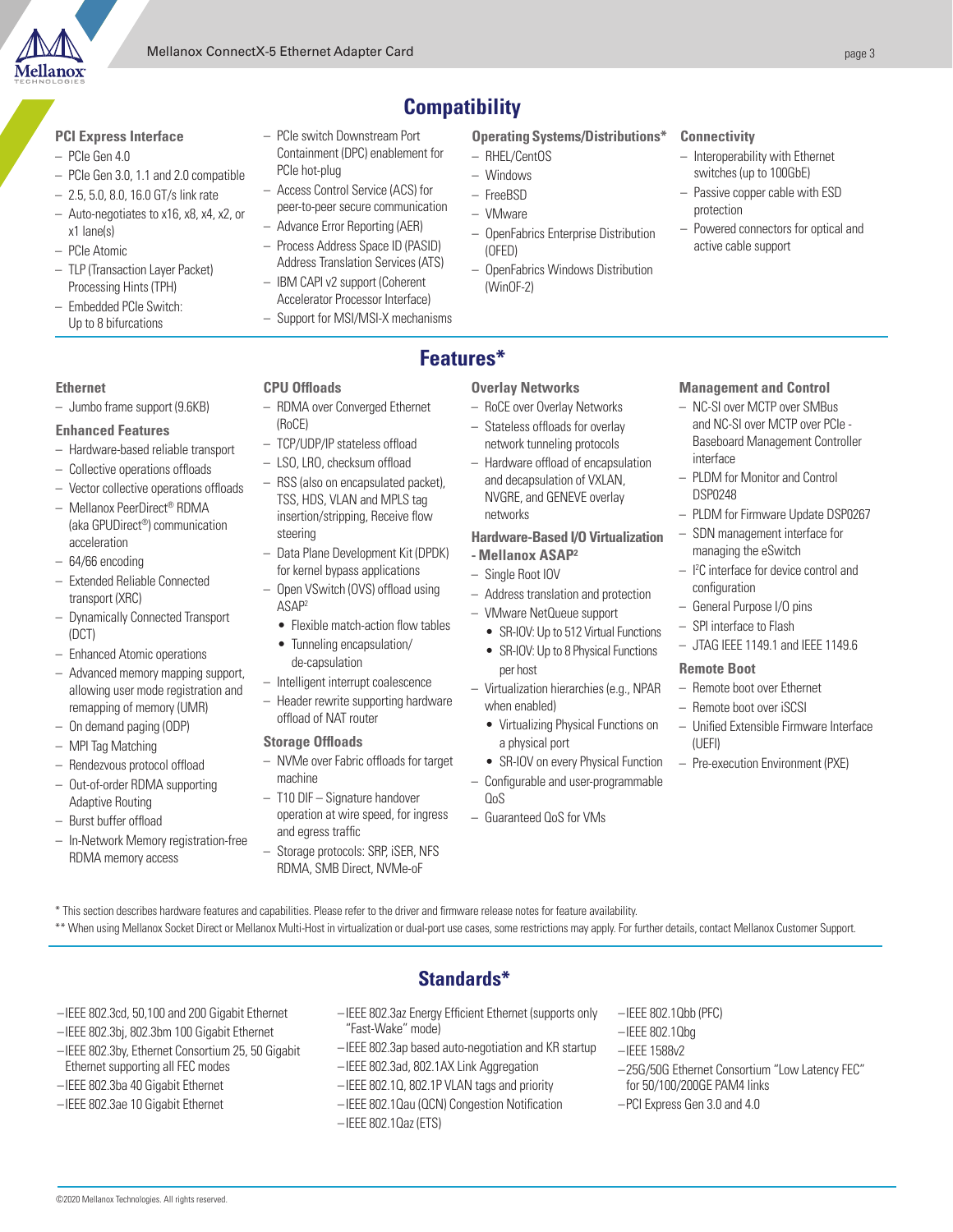## Compatibility

### PCI Express Interface

- PCIe Gen 4.0
- PCIe Gen 3.0, 1.1 and 2.0 compatible
- 2.5, 5.0, 8.0, 16.0 GT/s link rate
- Auto-negotiates to x16, x8, x4, x2, or x1 lane(s)
- PCIe Atomic
- TLP (Transaction Layer Packet) Processing Hints (TPH)
- Embedded PCIe Switch: Up to 8 bifurcations
- PCIe switch Downstream Port Containment (DPC) enablement for PCIe hot-plug
- Access Control Service (ACS) for peer-to-peer secure communication
- Advance Error Reporting (AER)
- Process Address Space ID (PASID) Address Translation Services (ATS)
- IBM CAPI v2 support (Coherent Accelerator Processor Interface)
- Support for MSI/MSI-X mechanisms

### Operating Systems/Distributions*

- RHEL/CentOS
- Windows
- FreeBSD
- VMware
- OpenFabrics Enterprise Distribution (OFED)
- OpenFabrics Windows Distribution (WinOF-2)

### Connectivity

- Interoperability with Ethernet switches (up to 100GbE)
- Passive copper cable with ESD protection
- Powered connectors for optical and active cable support

## Features*

### Ethernet

- Jumbo frame support (9.6KB)

### Enhanced Features

- Hardware-based reliable transport
- Collective operations offloads
- Vector collective operations offloads
- Mellanox PeerDirect® RDMA (aka GPUDirect®) communication acceleration
- 64/66 encoding
- Extended Reliable Connected transport (XRC)
- Dynamically Connected Transport (DCT)
- Enhanced Atomic operations
- Advanced memory mapping support, allowing user mode registration and remapping of memory (UMR)
- On demand paging (ODP)
- MPI Tag Matching
- Rendezvous protocol offload
- Out-of-order RDMA supporting Adaptive Routing
- Burst buffer offload
- In-Network Memory registration-free RDMA memory access

### CPU Offloads

- RDMA over Converged Ethernet (RoCE)
- TCP/UDP/IP stateless offload
- LSO, LRO, checksum offload
- RSS (also on encapsulated packet), TSS, HDS, VLAN and MPLS tag insertion/stripping, Receive flow steering
- Data Plane Development Kit (DPDK) for kernel bypass applications
- Open VSwitch (OVS) offload using ASAP²
  - Flexible match-action flow tables
  - Tunneling encapsulation/ de-capsulation
- Intelligent interrupt coalescence
- Header rewrite supporting hardware offload of NAT router

### Storage Offloads

- NVMe over Fabric offloads for target machine
- T10 DIF – Signature handover operation at wire speed, for ingress and egress traffic
- Storage protocols: SRP, iSER, NFS RDMA, SMB Direct, NVMe-oF

### Overlay Networks

- RoCE over Overlay Networks
- Stateless offloads for overlay network tunneling protocols
- Hardware offload of encapsulation and decapsulation of VXLAN, NVGRE, and GENEVE overlay networks

### Hardware-Based I/O Virtualization - Mellanox ASAP²

- Single Root IOV
- Address translation and protection
- VMware NetQueue support
  - SR-IOV: Up to 512 Virtual Functions
  - SR-IOV: Up to 8 Physical Functions per host
- Virtualization hierarchies (e.g., NPAR when enabled)
  - Virtualizing Physical Functions on a physical port
  - SR-IOV on every Physical Function
- Configurable and user-programmable QoS
- Guaranteed QoS for VMs

### Management and Control

- NC-SI over MCTP over SMBus and NC-SI over MCTP over PCIe - Baseboard Management Controller interface
- PLDM for Monitor and Control DSP0248
- PLDM for Firmware Update DSP0267
- SDN management interface for managing the eSwitch
- I²C interface for device control and configuration
- General Purpose I/O pins
- SPI interface to Flash
- JTAG IEEE 1149.1 and IEEE 1149.6

### Remote Boot

- Remote boot over Ethernet
- Remote boot over iSCSI
- Unified Extensible Firmware Interface (UEFI)
- Pre-execution Environment (PXE)

\* This section describes hardware features and capabilities. Please refer to the driver and firmware release notes for feature availability.

\*\* When using Mellanox Socket Direct or Mellanox Multi-Host in virtualization or dual-port use cases, some restrictions may apply. For further details, contact Mellanox Customer Support.

## Standards*

- IEEE 802.3cd, 50,100 and 200 Gigabit Ethernet
- IEEE 802.3bj, 802.3bm 100 Gigabit Ethernet
- IEEE 802.3by, Ethernet Consortium 25, 50 Gigabit Ethernet supporting all FEC modes
- IEEE 802.3ba 40 Gigabit Ethernet
- IEEE 802.3ae 10 Gigabit Ethernet
- IEEE 802.3az Energy Efficient Ethernet (supports only "Fast-Wake" mode)
- IEEE 802.3ap based auto-negotiation and KR startup
- IEEE 802.3ad, 802.1AX Link Aggregation
- IEEE 802.1Q, 802.1P VLAN tags and priority
- IEEE 802.1Qau (QCN) Congestion Notification
- IEEE 802.1Qaz (ETS)
- IEEE 802.1Qbb (PFC)
- IEEE 802.1Qbg
- IEEE 1588v2
- 25G/50G Ethernet Consortium "Low Latency FEC" for 50/100/200GE PAM4 links
- PCI Express Gen 3.0 and 4.0

©2020 Mellanox Technologies. All rights reserved.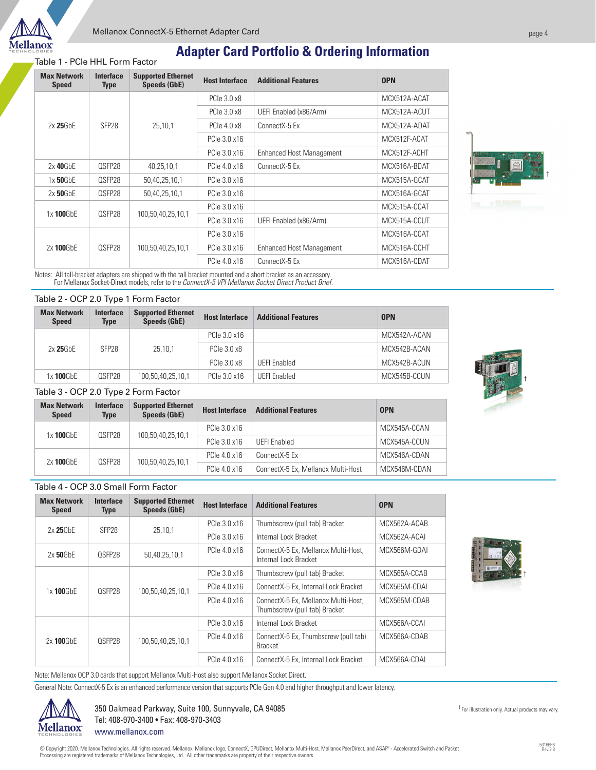# Adapter Card Portfolio & Ordering Information

Table 1 - PCIe HHL Form Factor

| Max Network Speed | Interface Type | Supported Ethernet Speeds (GbE) | Host Interface | Additional Features | OPN |
|---|---|---|---|---|---|
| 2x **25**GbE | SFP28 | 25,10,1 | PCIe 3.0 x8 | | MCX512A-ACAT |
| | | | PCIe 3.0 x8 | UEFI Enabled (x86/Arm) | MCX512A-ACUT |
| | | | PCIe 4.0 x8 | ConnectX-5 Ex | MCX512A-ADAT |
| | | | PCIe 3.0 x16 | | MCX512F-ACAT |
| | | | PCIe 3.0 x16 | Enhanced Host Management | MCX512F-ACHT |
| 2x **40**GbE | QSFP28 | 40,25,10,1 | PCIe 4.0 x16 | ConnectX-5 Ex | MCX516A-BDAT |
| 1x **50**GbE | QSFP28 | 50,40,25,10,1 | PCIe 3.0 x16 | | MCX515A-GCAT |
| 2x **50**GbE | QSFP28 | 50,40,25,10,1 | PCIe 3.0 x16 | | MCX516A-GCAT |
| 1x **100**GbE | QSFP28 | 100,50,40,25,10,1 | PCIe 3.0 x16 | | MCX515A-CCAT |
| | | | PCIe 3.0 x16 | UEFI Enabled (x86/Arm) | MCX515A-CCUT |
| 2x **100**GbE | QSFP28 | 100,50,40,25,10,1 | PCIe 3.0 x16 | | MCX516A-CCAT |
| | | | PCIe 3.0 x16 | Enhanced Host Management | MCX516A-CCHT |
| | | | PCIe 4.0 x16 | ConnectX-5 Ex | MCX516A-CDAT |

Notes: All tall-bracket adapters are shipped with the tall bracket mounted and a short bracket as an accessory.
For Mellanox Socket-Direct models, refer to the *ConnectX-5 VPI Mellanox Socket Direct Product Brief.*

Table 2 - OCP 2.0 Type 1 Form Factor

| Max Network Speed | Interface Type | Supported Ethernet Speeds (GbE) | Host Interface | Additional Features | OPN |
|---|---|---|---|---|---|
| 2x **25**GbE | SFP28 | 25,10,1 | PCIe 3.0 x16 | | MCX542A-ACAN |
| | | | PCIe 3.0 x8 | | MCX542B-ACAN |
| | | | PCIe 3.0 x8 | UEFI Enabled | MCX542B-ACUN |
| 1x **100**GbE | QSFP28 | 100,50,40,25,10,1 | PCIe 3.0 x16 | UEFI Enabled | MCX545B-CCUN |

Table 3 - OCP 2.0 Type 2 Form Factor

| Max Network Speed | Interface Type | Supported Ethernet Speeds (GbE) | Host Interface | Additional Features | OPN |
|---|---|---|---|---|---|
| 1x **100**GbE | QSFP28 | 100,50,40,25,10,1 | PCIe 3.0 x16 | | MCX545A-CCAN |
| | | | PCIe 3.0 x16 | UEFI Enabled | MCX545A-CCUN |
| 2x **100**GbE | QSFP28 | 100,50,40,25,10,1 | PCIe 4.0 x16 | ConnectX-5 Ex | MCX546A-CDAN |
| | | | PCIe 4.0 x16 | ConnectX-5 Ex, Mellanox Multi-Host | MCX546M-CDAN |

Table 4 - OCP 3.0 Small Form Factor

| Max Network Speed | Interface Type | Supported Ethernet Speeds (GbE) | Host Interface | Additional Features | OPN |
|---|---|---|---|---|---|
| 2x **25**GbE | SFP28 | 25,10,1 | PCIe 3.0 x16 | Thumbscrew (pull tab) Bracket | MCX562A-ACAB |
| | | | PCIe 3.0 x16 | Internal Lock Bracket | MCX562A-ACAI |
| 2x **50**GbE | QSFP28 | 50,40,25,10,1 | PCIe 4.0 x16 | ConnectX-5 Ex, Mellanox Multi-Host, Internal Lock Bracket | MCX566M-GDAI |
| 1x **100**GbE | QSFP28 | 100,50,40,25,10,1 | PCIe 3.0 x16 | Thumbscrew (pull tab) Bracket | MCX565A-CCAB |
| | | | PCIe 4.0 x16 | ConnectX-5 Ex, Internal Lock Bracket | MCX565M-CDAI |
| | | | PCIe 4.0 x16 | ConnectX-5 Ex, Mellanox Multi-Host, Thumbscrew (pull tab) Bracket | MCX565M-CDAB |
| 2x **100**GbE | QSFP28 | 100,50,40,25,10,1 | PCIe 3.0 x16 | Internal Lock Bracket | MCX566A-CCAI |
| | | | PCIe 4.0 x16 | ConnectX-5 Ex, Thumbscrew (pull tab) Bracket | MCX566A-CDAB |
| | | | PCIe 4.0 x16 | ConnectX-5 Ex, Internal Lock Bracket | MCX566A-CDAI |

Note: Mellanox OCP 3.0 cards that support Mellanox Multi-Host also support Mellanox Socket Direct.

General Note: ConnectX-5 Ex is an enhanced performance version that supports PCIe Gen 4.0 and higher throughput and lower latency.

350 Oakmead Parkway, Suite 100, Sunnyvale, CA 94085
Tel: 408-970-3400 • Fax: 408-970-3403
www.mellanox.com

† For illustration only. Actual products may vary.

© Copyright 2020. Mellanox Technologies. All rights reserved. Mellanox, Mellanox logo, ConnectX, GPUDirect, Mellanox Multi-Host, Mellanox PeerDirect, and ASAP² - Accelerated Switch and Packet Processing are registered trademarks of Mellanox Technologies, Ltd. All other trademarks are property of their respective owners.

53166PB
Rev 2.8